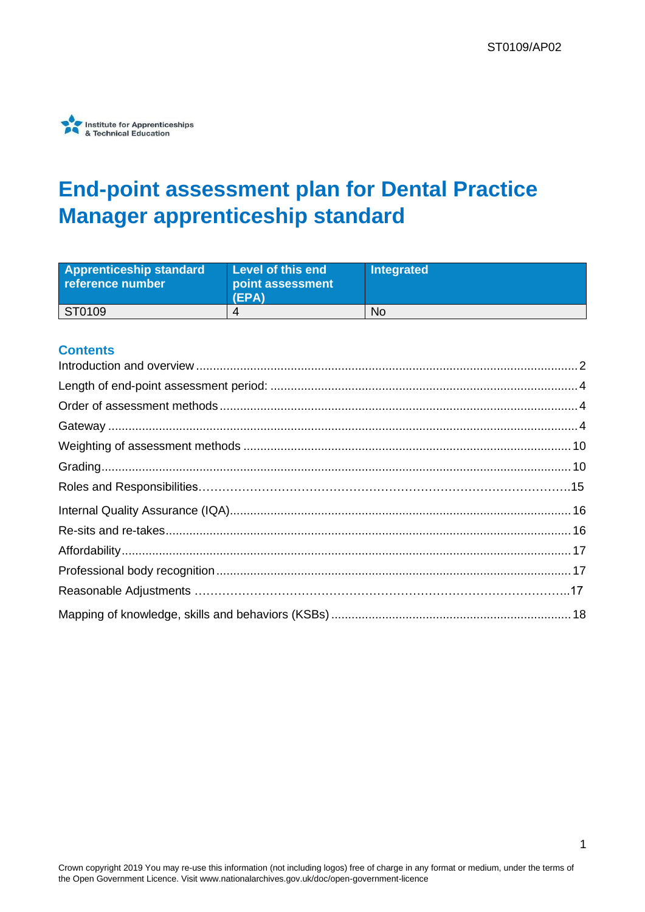ST0109/AP02

Institute for Apprenticeships & Technical Education

# End-point assessment plan for Dental Practice Manager apprenticeship standard

| Apprenticeship standard reference number | Level of this end point assessment (EPA) | Integrated |
|---|---|---|
| ST0109 | 4 | No |

## Contents

Introduction and overview ... 2
Length of end-point assessment period: ... 4
Order of assessment methods ... 4
Gateway ... 4
Weighting of assessment methods ... 10
Grading ... 10
Roles and Responsibilities ... 15
Internal Quality Assurance (IQA) ... 16
Re-sits and re-takes ... 16
Affordability ... 17
Professional body recognition ... 17
Reasonable Adjustments ... 17
Mapping of knowledge, skills and behaviors (KSBs) ... 18

Crown copyright 2019 You may re-use this information (not including logos) free of charge in any format or medium, under the terms of the Open Government Licence. Visit www.nationalarchives.gov.uk/doc/open-government-licence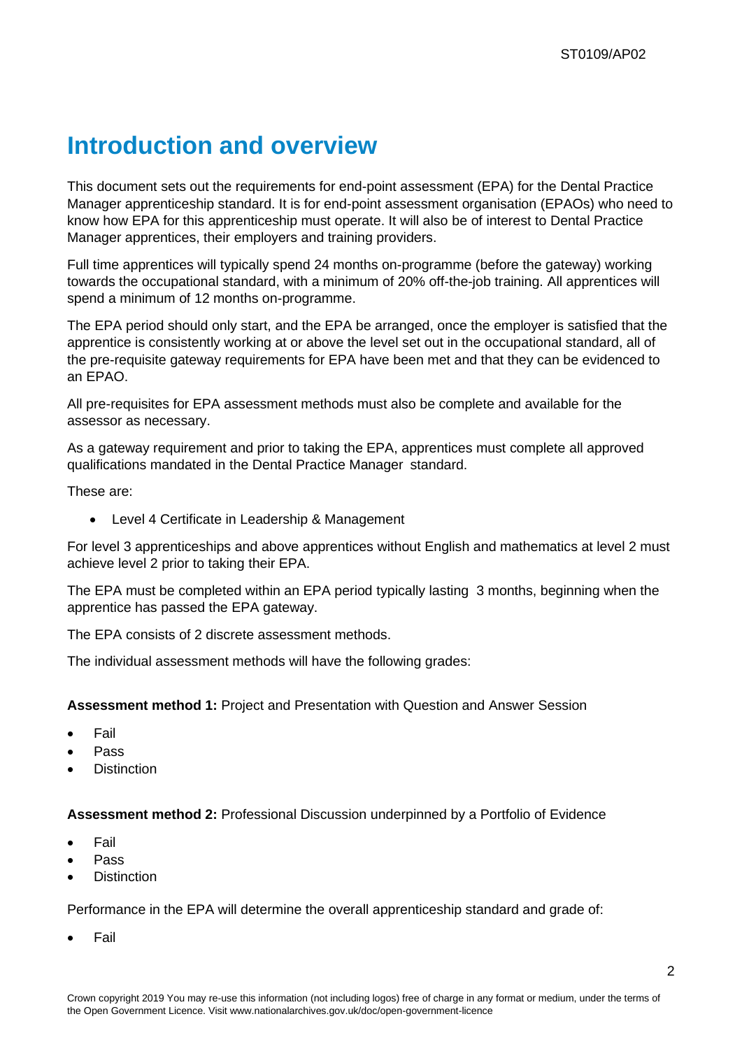# Introduction and overview

This document sets out the requirements for end-point assessment (EPA) for the Dental Practice Manager apprenticeship standard. It is for end-point assessment organisation (EPAOs) who need to know how EPA for this apprenticeship must operate. It will also be of interest to Dental Practice Manager apprentices, their employers and training providers.

Full time apprentices will typically spend 24 months on-programme (before the gateway) working towards the occupational standard, with a minimum of 20% off-the-job training. All apprentices will spend a minimum of 12 months on-programme.

The EPA period should only start, and the EPA be arranged, once the employer is satisfied that the apprentice is consistently working at or above the level set out in the occupational standard, all of the pre-requisite gateway requirements for EPA have been met and that they can be evidenced to an EPAO.

All pre-requisites for EPA assessment methods must also be complete and available for the assessor as necessary.

As a gateway requirement and prior to taking the EPA, apprentices must complete all approved qualifications mandated in the Dental Practice Manager standard.

These are:

- Level 4 Certificate in Leadership & Management

For level 3 apprenticeships and above apprentices without English and mathematics at level 2 must achieve level 2 prior to taking their EPA.

The EPA must be completed within an EPA period typically lasting 3 months, beginning when the apprentice has passed the EPA gateway.

The EPA consists of 2 discrete assessment methods.

The individual assessment methods will have the following grades:

**Assessment method 1:** Project and Presentation with Question and Answer Session

- Fail
- Pass
- Distinction

**Assessment method 2:** Professional Discussion underpinned by a Portfolio of Evidence

- Fail
- Pass
- Distinction

Performance in the EPA will determine the overall apprenticeship standard and grade of:

- Fail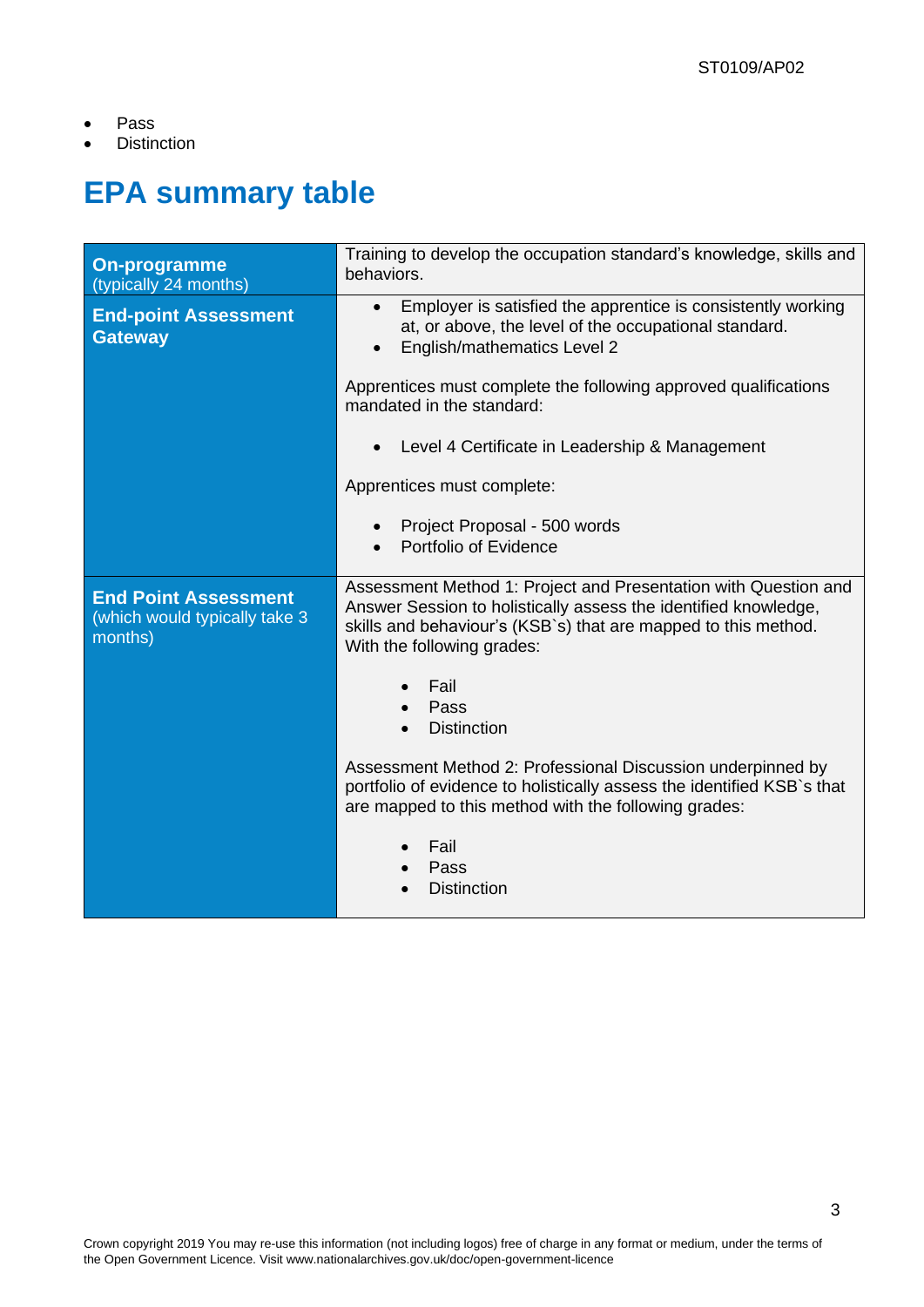- Pass
- Distinction

# EPA summary table

| | |
|---|---|
| **On-programme** (typically 24 months) | Training to develop the occupation standard's knowledge, skills and behaviors. |
| **End-point Assessment Gateway** | • Employer is satisfied the apprentice is consistently working at, or above, the level of the occupational standard. <br> • English/mathematics Level 2 <br><br> Apprentices must complete the following approved qualifications mandated in the standard: <br><br> • Level 4 Certificate in Leadership & Management <br><br> Apprentices must complete: <br><br> • Project Proposal - 500 words <br> • Portfolio of Evidence |
| **End Point Assessment** (which would typically take 3 months) | Assessment Method 1: Project and Presentation with Question and Answer Session to holistically assess the identified knowledge, skills and behaviour's (KSB`s) that are mapped to this method. With the following grades: <br><br> • Fail <br> • Pass <br> • Distinction <br><br> Assessment Method 2: Professional Discussion underpinned by portfolio of evidence to holistically assess the identified KSB`s that are mapped to this method with the following grades: <br><br> • Fail <br> • Pass <br> • Distinction |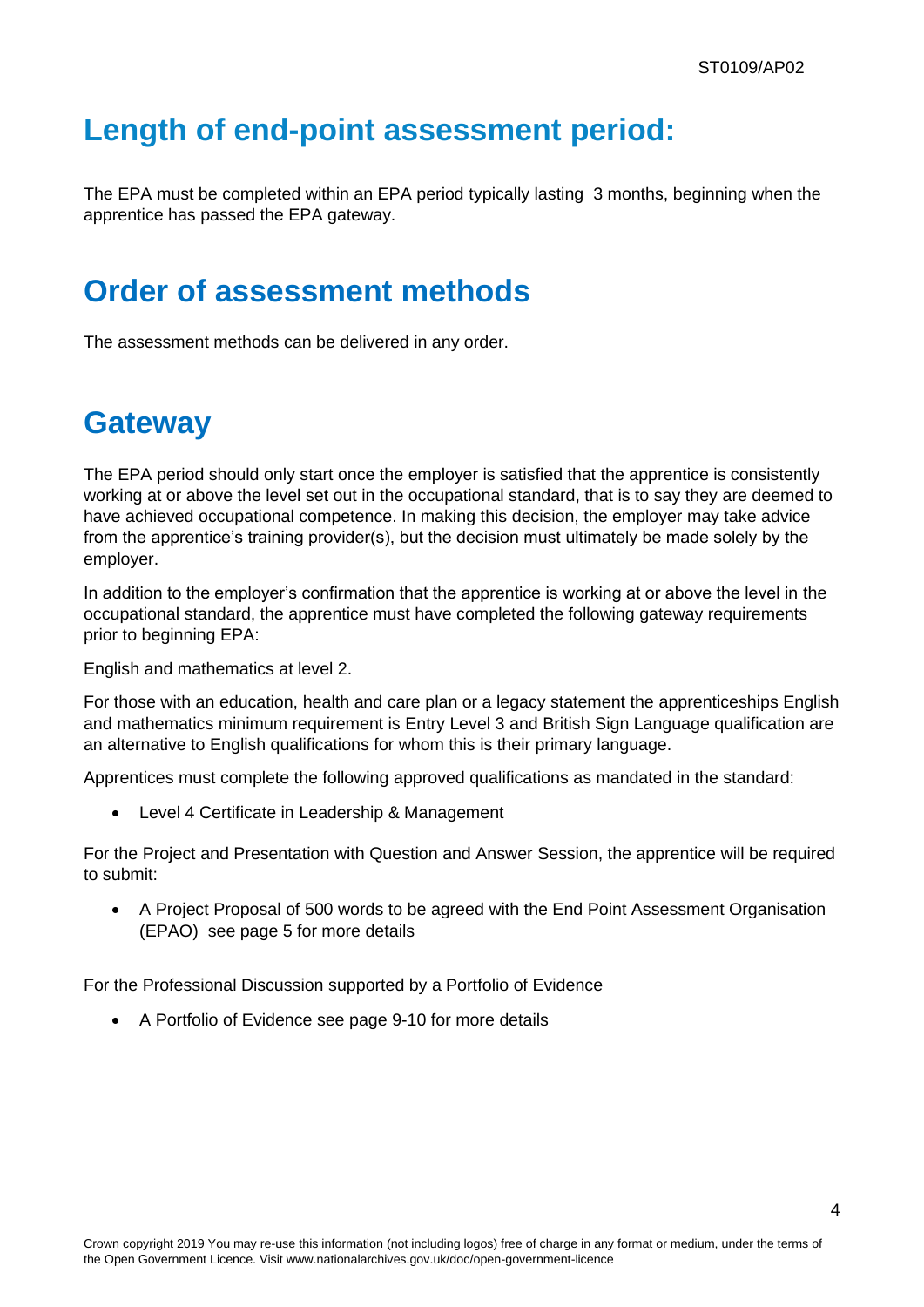## Length of end-point assessment period:

The EPA must be completed within an EPA period typically lasting 3 months, beginning when the apprentice has passed the EPA gateway.

## Order of assessment methods

The assessment methods can be delivered in any order.

## Gateway

The EPA period should only start once the employer is satisfied that the apprentice is consistently working at or above the level set out in the occupational standard, that is to say they are deemed to have achieved occupational competence. In making this decision, the employer may take advice from the apprentice's training provider(s), but the decision must ultimately be made solely by the employer.

In addition to the employer's confirmation that the apprentice is working at or above the level in the occupational standard, the apprentice must have completed the following gateway requirements prior to beginning EPA:

English and mathematics at level 2.

For those with an education, health and care plan or a legacy statement the apprenticeships English and mathematics minimum requirement is Entry Level 3 and British Sign Language qualification are an alternative to English qualifications for whom this is their primary language.

Apprentices must complete the following approved qualifications as mandated in the standard:

- Level 4 Certificate in Leadership & Management

For the Project and Presentation with Question and Answer Session, the apprentice will be required to submit:

- A Project Proposal of 500 words to be agreed with the End Point Assessment Organisation (EPAO) see page 5 for more details

For the Professional Discussion supported by a Portfolio of Evidence

- A Portfolio of Evidence see page 9-10 for more details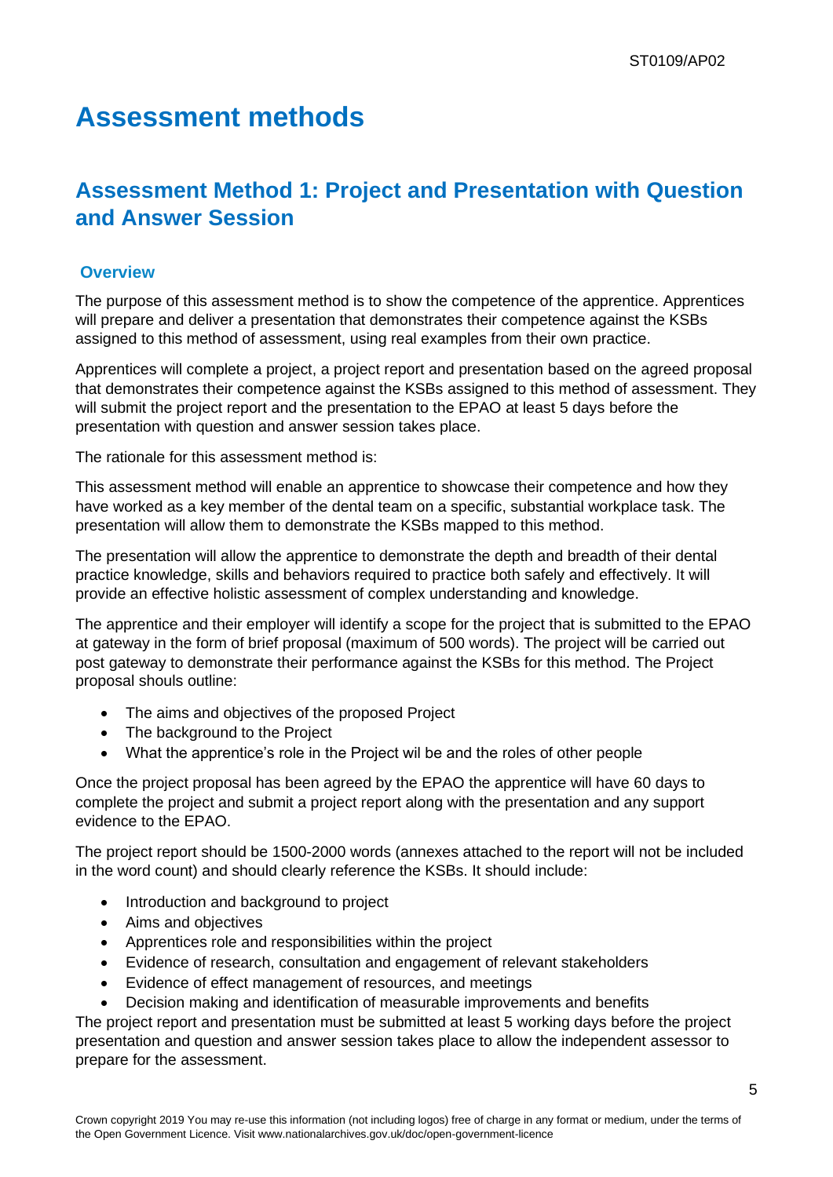# Assessment methods

## Assessment Method 1: Project and Presentation with Question and Answer Session

### Overview

The purpose of this assessment method is to show the competence of the apprentice. Apprentices will prepare and deliver a presentation that demonstrates their competence against the KSBs assigned to this method of assessment, using real examples from their own practice.

Apprentices will complete a project, a project report and presentation based on the agreed proposal that demonstrates their competence against the KSBs assigned to this method of assessment. They will submit the project report and the presentation to the EPAO at least 5 days before the presentation with question and answer session takes place.

The rationale for this assessment method is:

This assessment method will enable an apprentice to showcase their competence and how they have worked as a key member of the dental team on a specific, substantial workplace task. The presentation will allow them to demonstrate the KSBs mapped to this method.

The presentation will allow the apprentice to demonstrate the depth and breadth of their dental practice knowledge, skills and behaviors required to practice both safely and effectively. It will provide an effective holistic assessment of complex understanding and knowledge.

The apprentice and their employer will identify a scope for the project that is submitted to the EPAO at gateway in the form of brief proposal (maximum of 500 words). The project will be carried out post gateway to demonstrate their performance against the KSBs for this method. The Project proposal shouls outline:

- The aims and objectives of the proposed Project
- The background to the Project
- What the apprentice's role in the Project wil be and the roles of other people

Once the project proposal has been agreed by the EPAO the apprentice will have 60 days to complete the project and submit a project report along with the presentation and any support evidence to the EPAO.

The project report should be 1500-2000 words (annexes attached to the report will not be included in the word count) and should clearly reference the KSBs. It should include:

- Introduction and background to project
- Aims and objectives
- Apprentices role and responsibilities within the project
- Evidence of research, consultation and engagement of relevant stakeholders
- Evidence of effect management of resources, and meetings
- Decision making and identification of measurable improvements and benefits

The project report and presentation must be submitted at least 5 working days before the project presentation and question and answer session takes place to allow the independent assessor to prepare for the assessment.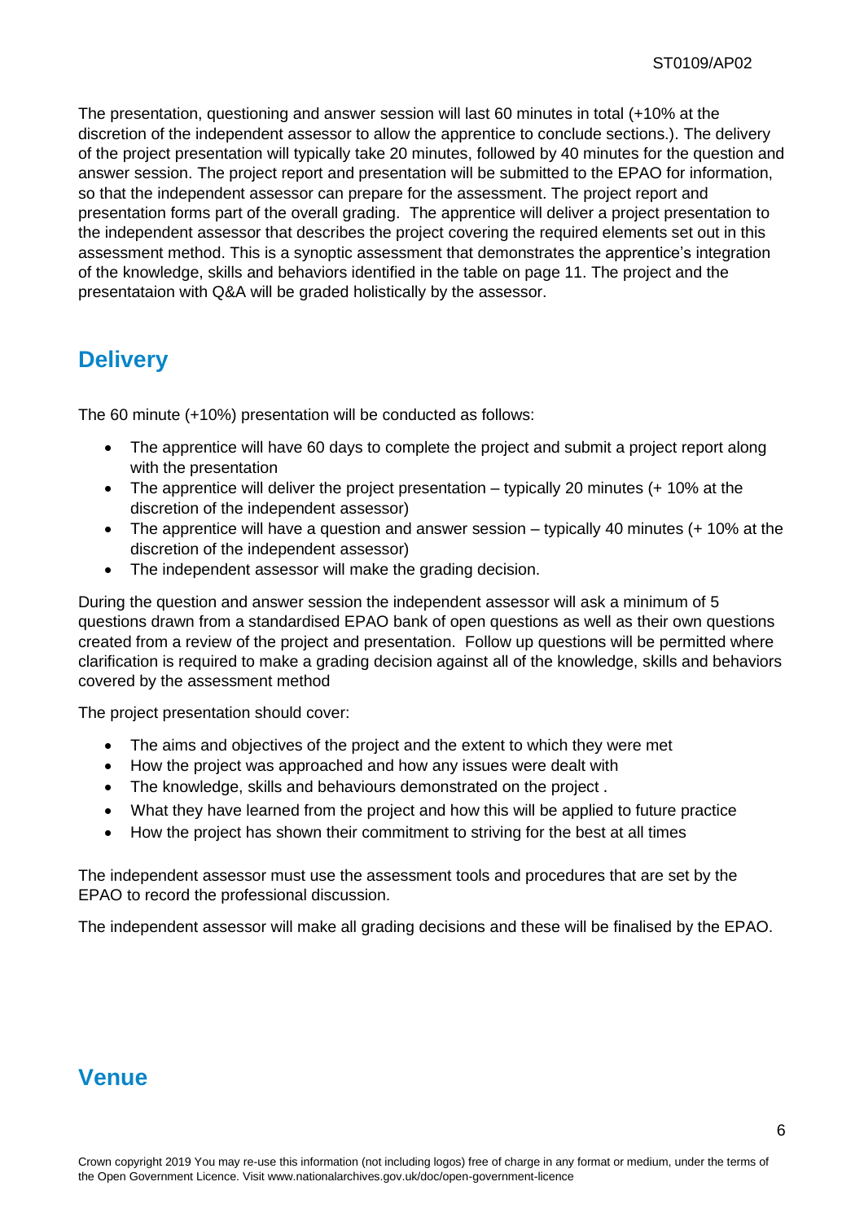The presentation, questioning and answer session will last 60 minutes in total (+10% at the discretion of the independent assessor to allow the apprentice to conclude sections.). The delivery of the project presentation will typically take 20 minutes, followed by 40 minutes for the question and answer session. The project report and presentation will be submitted to the EPAO for information, so that the independent assessor can prepare for the assessment. The project report and presentation forms part of the overall grading. The apprentice will deliver a project presentation to the independent assessor that describes the project covering the required elements set out in this assessment method. This is a synoptic assessment that demonstrates the apprentice's integration of the knowledge, skills and behaviors identified in the table on page 11. The project and the presentataion with Q&A will be graded holistically by the assessor.

## Delivery

The 60 minute (+10%) presentation will be conducted as follows:

- The apprentice will have 60 days to complete the project and submit a project report along with the presentation
- The apprentice will deliver the project presentation – typically 20 minutes (+ 10% at the discretion of the independent assessor)
- The apprentice will have a question and answer session – typically 40 minutes (+ 10% at the discretion of the independent assessor)
- The independent assessor will make the grading decision.

During the question and answer session the independent assessor will ask a minimum of 5 questions drawn from a standardised EPAO bank of open questions as well as their own questions created from a review of the project and presentation. Follow up questions will be permitted where clarification is required to make a grading decision against all of the knowledge, skills and behaviors covered by the assessment method

The project presentation should cover:

- The aims and objectives of the project and the extent to which they were met
- How the project was approached and how any issues were dealt with
- The knowledge, skills and behaviours demonstrated on the project .
- What they have learned from the project and how this will be applied to future practice
- How the project has shown their commitment to striving for the best at all times

The independent assessor must use the assessment tools and procedures that are set by the EPAO to record the professional discussion.

The independent assessor will make all grading decisions and these will be finalised by the EPAO.

## Venue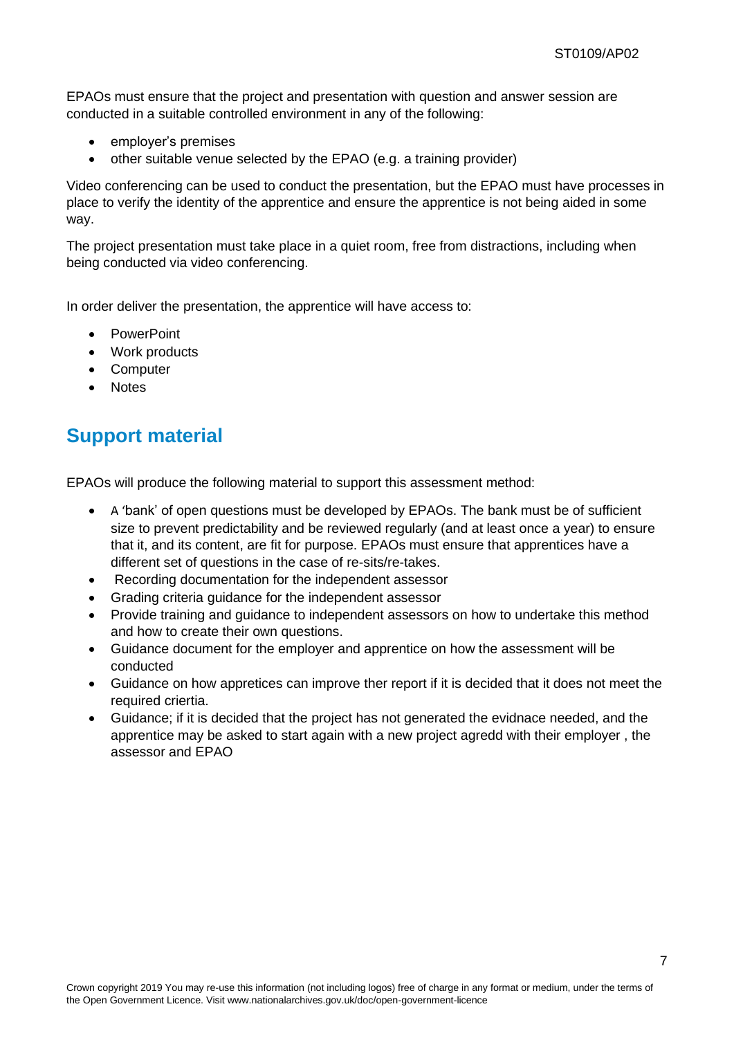EPAOs must ensure that the project and presentation with question and answer session are conducted in a suitable controlled environment in any of the following:

- employer's premises
- other suitable venue selected by the EPAO (e.g. a training provider)

Video conferencing can be used to conduct the presentation, but the EPAO must have processes in place to verify the identity of the apprentice and ensure the apprentice is not being aided in some way.

The project presentation must take place in a quiet room, free from distractions, including when being conducted via video conferencing.

In order deliver the presentation, the apprentice will have access to:

- PowerPoint
- Work products
- Computer
- Notes

## Support material

EPAOs will produce the following material to support this assessment method:

- A 'bank' of open questions must be developed by EPAOs. The bank must be of sufficient size to prevent predictability and be reviewed regularly (and at least once a year) to ensure that it, and its content, are fit for purpose. EPAOs must ensure that apprentices have a different set of questions in the case of re-sits/re-takes.
- Recording documentation for the independent assessor
- Grading criteria guidance for the independent assessor
- Provide training and guidance to independent assessors on how to undertake this method and how to create their own questions.
- Guidance document for the employer and apprentice on how the assessment will be conducted
- Guidance on how appretices can improve ther report if it is decided that it does not meet the required criertia.
- Guidance; if it is decided that the project has not generated the evidnace needed, and the apprentice may be asked to start again with a new project agredd with their employer , the assessor and EPAO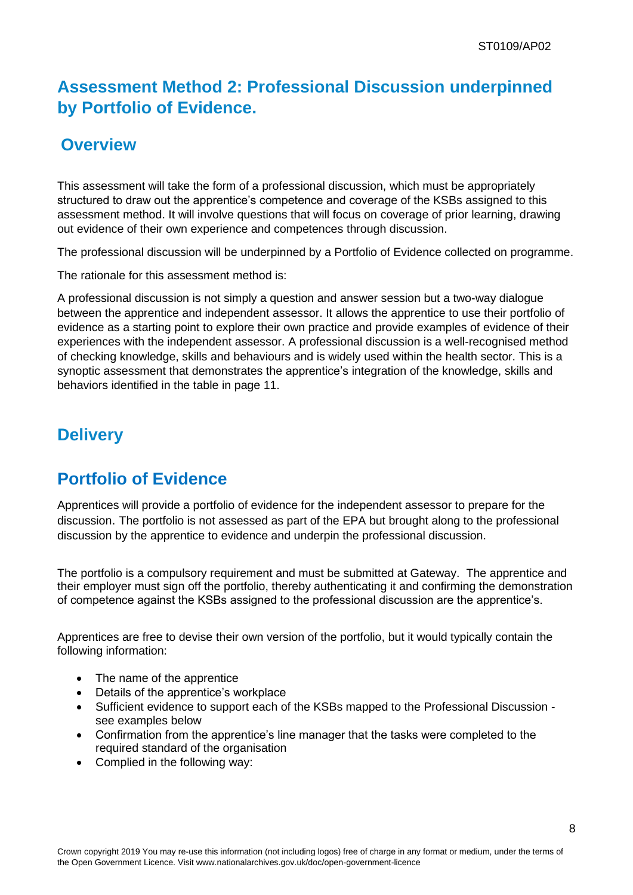## Assessment Method 2: Professional Discussion underpinned by Portfolio of Evidence.

### Overview

This assessment will take the form of a professional discussion, which must be appropriately structured to draw out the apprentice's competence and coverage of the KSBs assigned to this assessment method. It will involve questions that will focus on coverage of prior learning, drawing out evidence of their own experience and competences through discussion.

The professional discussion will be underpinned by a Portfolio of Evidence collected on programme.

The rationale for this assessment method is:

A professional discussion is not simply a question and answer session but a two-way dialogue between the apprentice and independent assessor. It allows the apprentice to use their portfolio of evidence as a starting point to explore their own practice and provide examples of evidence of their experiences with the independent assessor. A professional discussion is a well-recognised method of checking knowledge, skills and behaviours and is widely used within the health sector. This is a synoptic assessment that demonstrates the apprentice's integration of the knowledge, skills and behaviors identified in the table in page 11.

### Delivery

### Portfolio of Evidence

Apprentices will provide a portfolio of evidence for the independent assessor to prepare for the discussion. The portfolio is not assessed as part of the EPA but brought along to the professional discussion by the apprentice to evidence and underpin the professional discussion.

The portfolio is a compulsory requirement and must be submitted at Gateway. The apprentice and their employer must sign off the portfolio, thereby authenticating it and confirming the demonstration of competence against the KSBs assigned to the professional discussion are the apprentice's.

Apprentices are free to devise their own version of the portfolio, but it would typically contain the following information:

- The name of the apprentice
- Details of the apprentice's workplace
- Sufficient evidence to support each of the KSBs mapped to the Professional Discussion - see examples below
- Confirmation from the apprentice's line manager that the tasks were completed to the required standard of the organisation
- Complied in the following way: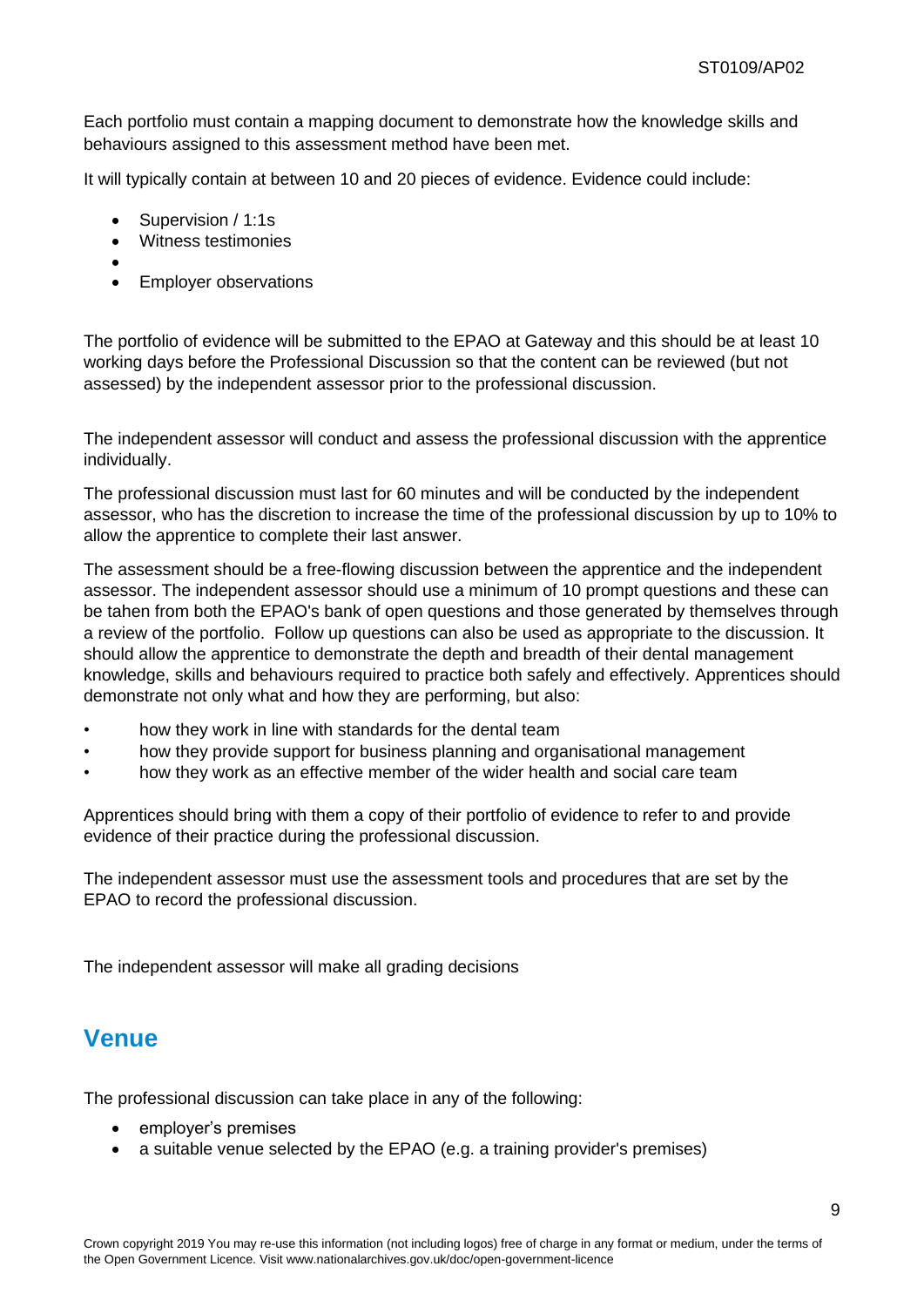Each portfolio must contain a mapping document to demonstrate how the knowledge skills and behaviours assigned to this assessment method have been met.

It will typically contain at between 10 and 20 pieces of evidence. Evidence could include:

- Supervision / 1:1s
- Witness testimonies
- 
- Employer observations

The portfolio of evidence will be submitted to the EPAO at Gateway and this should be at least 10 working days before the Professional Discussion so that the content can be reviewed (but not assessed) by the independent assessor prior to the professional discussion.

The independent assessor will conduct and assess the professional discussion with the apprentice individually.

The professional discussion must last for 60 minutes and will be conducted by the independent assessor, who has the discretion to increase the time of the professional discussion by up to 10% to allow the apprentice to complete their last answer.

The assessment should be a free-flowing discussion between the apprentice and the independent assessor. The independent assessor should use a minimum of 10 prompt questions and these can be tahen from both the EPAO's bank of open questions and those generated by themselves through a review of the portfolio. Follow up questions can also be used as appropriate to the discussion. It should allow the apprentice to demonstrate the depth and breadth of their dental management knowledge, skills and behaviours required to practice both safely and effectively. Apprentices should demonstrate not only what and how they are performing, but also:

- how they work in line with standards for the dental team
- how they provide support for business planning and organisational management
- how they work as an effective member of the wider health and social care team

Apprentices should bring with them a copy of their portfolio of evidence to refer to and provide evidence of their practice during the professional discussion.

The independent assessor must use the assessment tools and procedures that are set by the EPAO to record the professional discussion.

The independent assessor will make all grading decisions

## Venue

The professional discussion can take place in any of the following:

- employer's premises
- a suitable venue selected by the EPAO (e.g. a training provider's premises)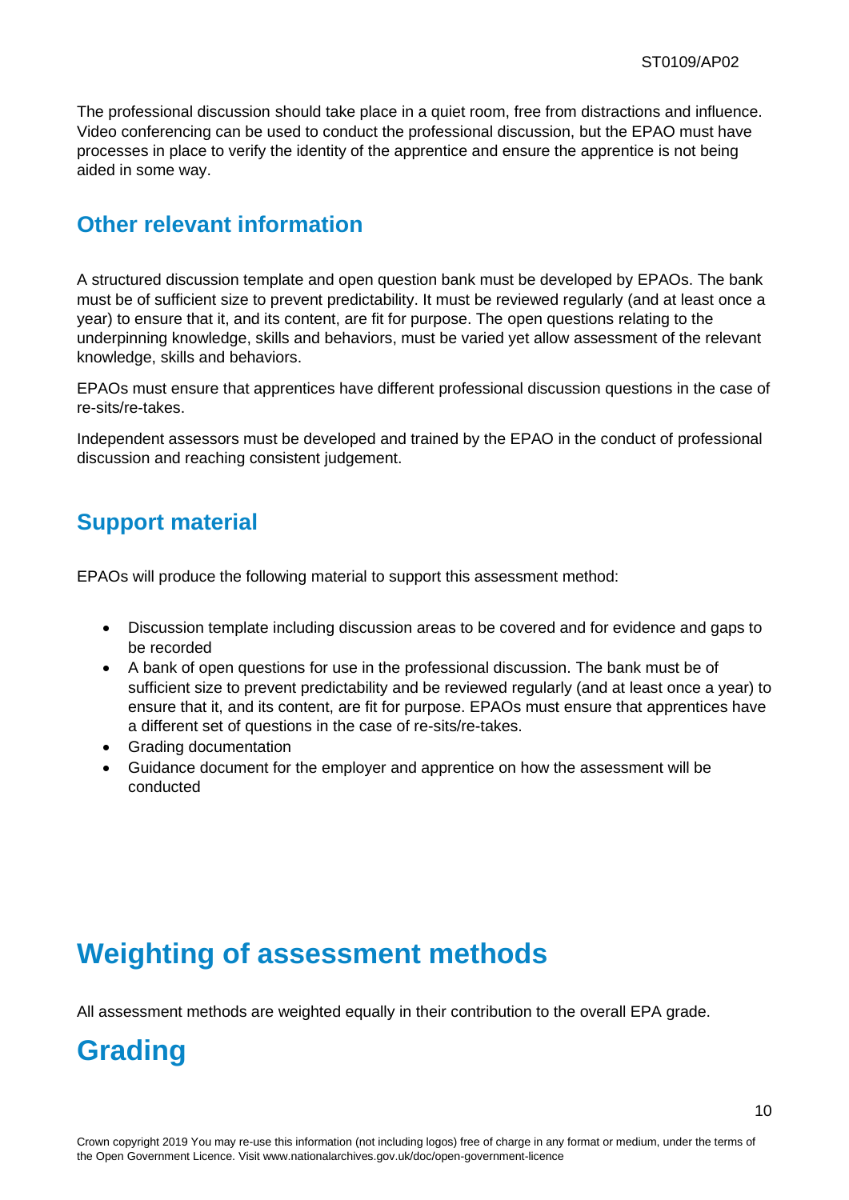The professional discussion should take place in a quiet room, free from distractions and influence. Video conferencing can be used to conduct the professional discussion, but the EPAO must have processes in place to verify the identity of the apprentice and ensure the apprentice is not being aided in some way.

## Other relevant information

A structured discussion template and open question bank must be developed by EPAOs. The bank must be of sufficient size to prevent predictability. It must be reviewed regularly (and at least once a year) to ensure that it, and its content, are fit for purpose. The open questions relating to the underpinning knowledge, skills and behaviors, must be varied yet allow assessment of the relevant knowledge, skills and behaviors.

EPAOs must ensure that apprentices have different professional discussion questions in the case of re-sits/re-takes.

Independent assessors must be developed and trained by the EPAO in the conduct of professional discussion and reaching consistent judgement.

## Support material

EPAOs will produce the following material to support this assessment method:

- Discussion template including discussion areas to be covered and for evidence and gaps to be recorded
- A bank of open questions for use in the professional discussion. The bank must be of sufficient size to prevent predictability and be reviewed regularly (and at least once a year) to ensure that it, and its content, are fit for purpose. EPAOs must ensure that apprentices have a different set of questions in the case of re-sits/re-takes.
- Grading documentation
- Guidance document for the employer and apprentice on how the assessment will be conducted

# Weighting of assessment methods

All assessment methods are weighted equally in their contribution to the overall EPA grade.

# Grading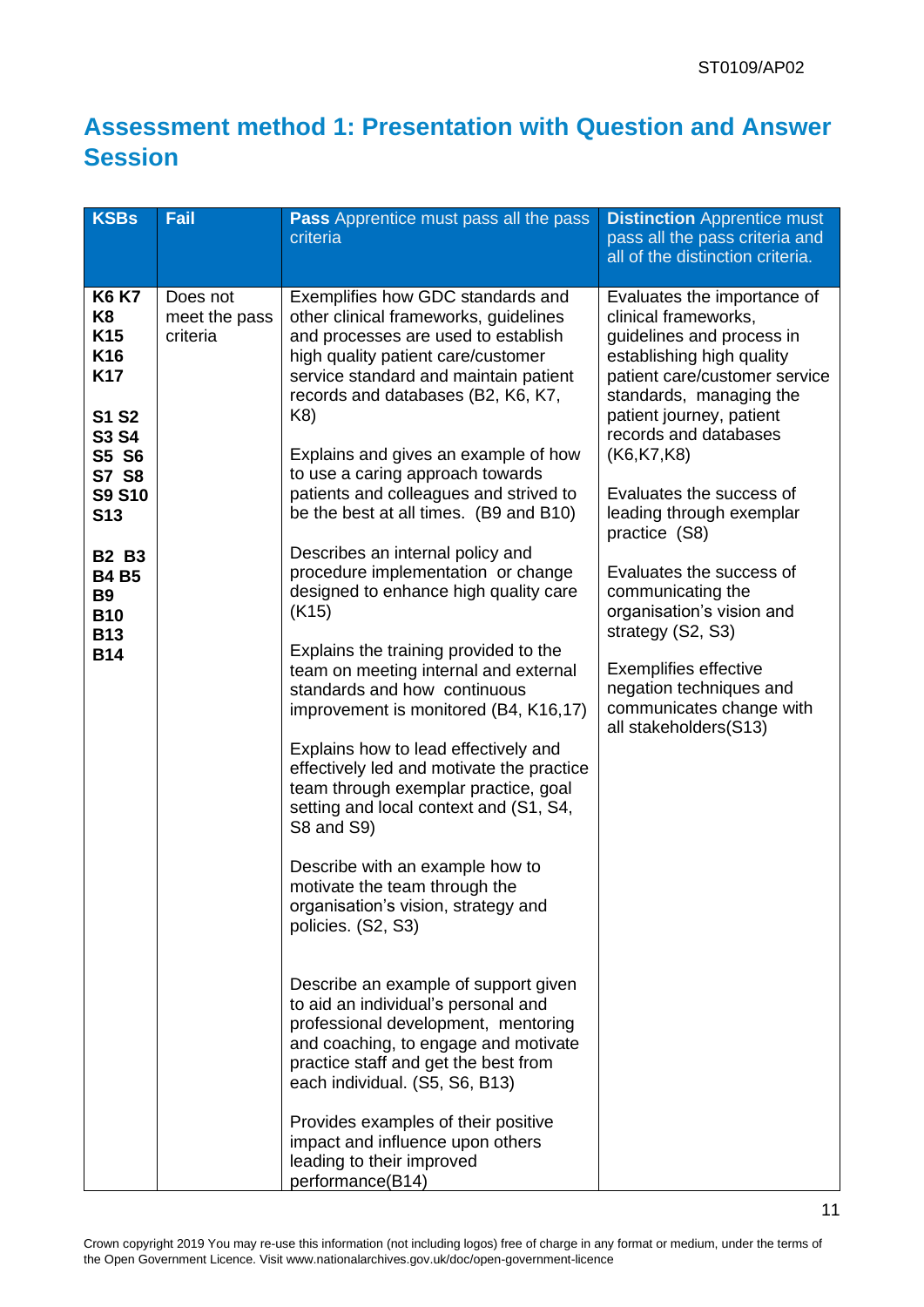## Assessment method 1: Presentation with Question and Answer Session

| KSBs | Fail | **Pass** Apprentice must pass all the pass criteria | **Distinction** Apprentice must pass all the pass criteria and all of the distinction criteria. |
|---|---|---|---|
| **K6 K7 K8 K15 K16 K17**<br><br>**S1 S2 S3 S4 S5 S6 S7 S8 S9 S10 S13**<br><br>**B2 B3 B4 B5 B9 B10 B13 B14** | Does not meet the pass criteria | Exemplifies how GDC standards and other clinical frameworks, guidelines and processes are used to establish high quality patient care/customer service standard and maintain patient records and databases (B2, K6, K7, K8)<br><br>Explains and gives an example of how to use a caring approach towards patients and colleagues and strived to be the best at all times. (B9 and B10)<br><br>Describes an internal policy and procedure implementation or change designed to enhance high quality care (K15)<br><br>Explains the training provided to the team on meeting internal and external standards and how continuous improvement is monitored (B4, K16,17)<br><br>Explains how to lead effectively and effectively led and motivate the practice team through exemplar practice, goal setting and local context and (S1, S4, S8 and S9)<br><br>Describe with an example how to motivate the team through the organisation's vision, strategy and policies. (S2, S3)<br><br>Describe an example of support given to aid an individual's personal and professional development, mentoring and coaching, to engage and motivate practice staff and get the best from each individual. (S5, S6, B13)<br><br>Provides examples of their positive impact and influence upon others leading to their improved performance(B14) | Evaluates the importance of clinical frameworks, guidelines and process in establishing high quality patient care/customer service standards, managing the patient journey, patient records and databases (K6,K7,K8)<br><br>Evaluates the success of leading through exemplar practice (S8)<br><br>Evaluates the success of communicating the organisation's vision and strategy (S2, S3)<br><br>Exemplifies effective negation techniques and communicates change with all stakeholders(S13) |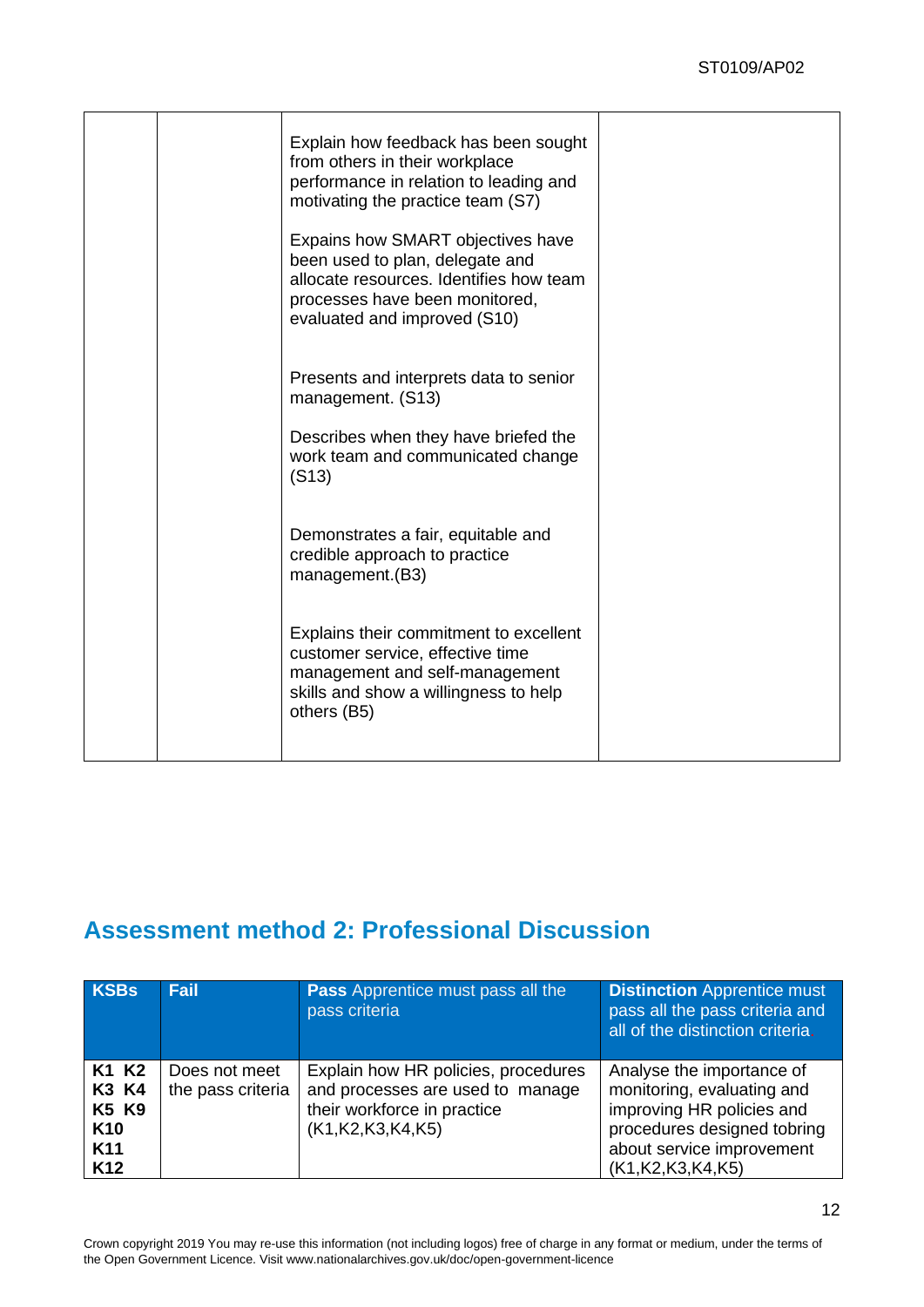| | | | |
|---|---|---|---|
| | | Explain how feedback has been sought from others in their workplace performance in relation to leading and motivating the practice team (S7)<br><br>Expains how SMART objectives have been used to plan, delegate and allocate resources. Identifies how team processes have been monitored, evaluated and improved (S10)<br><br>Presents and interprets data to senior management. (S13)<br><br>Describes when they have briefed the work team and communicated change (S13)<br><br>Demonstrates a fair, equitable and credible approach to practice management.(B3)<br><br>Explains their commitment to excellent customer service, effective time management and self-management skills and show a willingness to help others (B5) | |

## Assessment method 2: Professional Discussion

| KSBs | Fail | **Pass** Apprentice must pass all the pass criteria | **Distinction** Apprentice must pass all the pass criteria and all of the distinction criteria |
|---|---|---|---|
| **K1 K2 K3 K4 K5 K9 K10 K11 K12** | Does not meet the pass criteria | Explain how HR policies, procedures and processes are used to manage their workforce in practice (K1,K2,K3,K4,K5) | Analyse the importance of monitoring, evaluating and improving HR policies and procedures designed tobring about service improvement (K1,K2,K3,K4,K5) |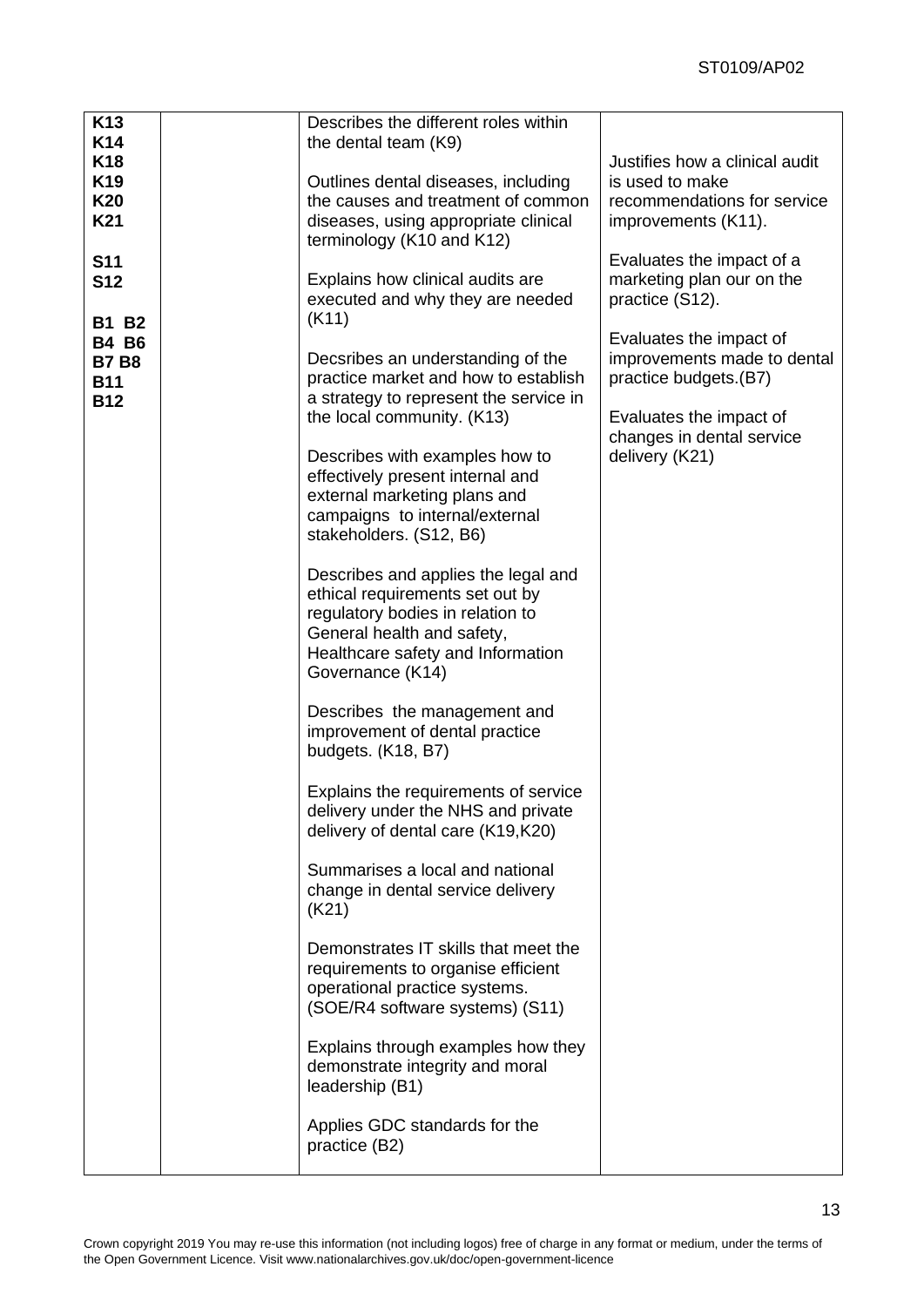| | | | |
|---|---|---|---|
| **K13**<br>**K14**<br>**K18**<br>**K19**<br>**K20**<br>**K21**<br><br>**S11**<br>**S12**<br><br>**B1 B2**<br>**B4 B6**<br>**B7 B8**<br>**B11**<br>**B12** | | Describes the different roles within the dental team (K9)<br><br>Outlines dental diseases, including the causes and treatment of common diseases, using appropriate clinical terminology (K10 and K12)<br><br>Explains how clinical audits are executed and why they are needed (K11)<br><br>Decsribes an understanding of the practice market and how to establish a strategy to represent the service in the local community. (K13)<br><br>Describes with examples how to effectively present internal and external marketing plans and campaigns to internal/external stakeholders. (S12, B6)<br><br>Describes and applies the legal and ethical requirements set out by regulatory bodies in relation to General health and safety, Healthcare safety and Information Governance (K14)<br><br>Describes the management and improvement of dental practice budgets. (K18, B7)<br><br>Explains the requirements of service delivery under the NHS and private delivery of dental care (K19,K20)<br><br>Summarises a local and national change in dental service delivery (K21)<br><br>Demonstrates IT skills that meet the requirements to organise efficient operational practice systems. (SOE/R4 software systems) (S11)<br><br>Explains through examples how they demonstrate integrity and moral leadership (B1)<br><br>Applies GDC standards for the practice (B2) | Justifies how a clinical audit is used to make recommendations for service improvements (K11).<br><br>Evaluates the impact of a marketing plan our on the practice (S12).<br><br>Evaluates the impact of improvements made to dental practice budgets.(B7)<br><br>Evaluates the impact of changes in dental service delivery (K21) |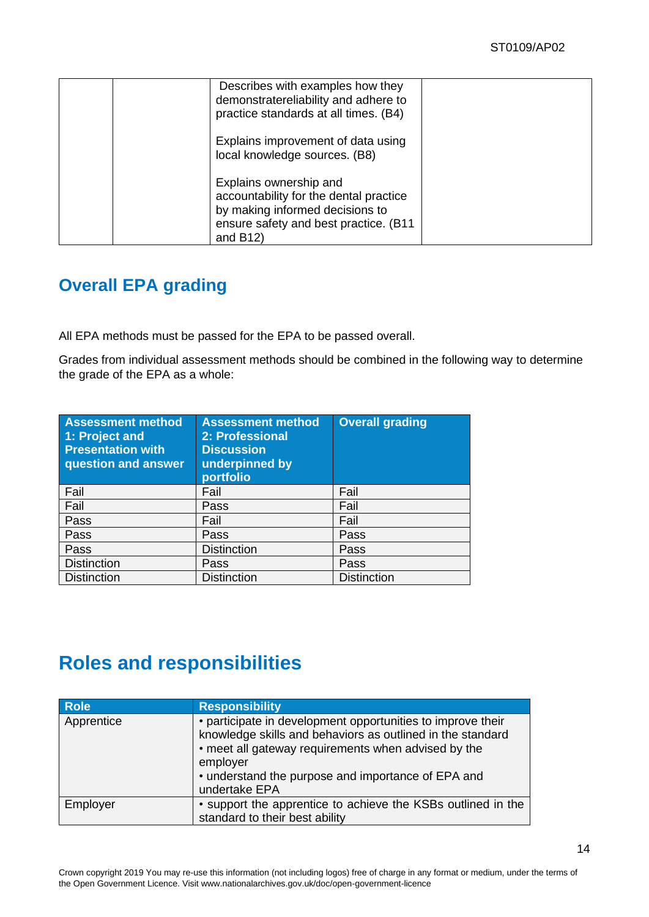| | | Describes with examples how they demonstratereliability and adhere to practice standards at all times. (B4)<br><br>Explains improvement of data using local knowledge sources. (B8)<br><br>Explains ownership and accountability for the dental practice by making informed decisions to ensure safety and best practice. (B11 and B12) | |
|---|---|---|---|

## Overall EPA grading

All EPA methods must be passed for the EPA to be passed overall.

Grades from individual assessment methods should be combined in the following way to determine the grade of the EPA as a whole:

| Assessment method 1: Project and Presentation with question and answer | Assessment method 2: Professional Discussion underpinned by portfolio | Overall grading |
|---|---|---|
| Fail | Fail | Fail |
| Fail | Pass | Fail |
| Pass | Fail | Fail |
| Pass | Pass | Pass |
| Pass | Distinction | Pass |
| Distinction | Pass | Pass |
| Distinction | Distinction | Distinction |

## Roles and responsibilities

| Role | Responsibility |
|---|---|
| Apprentice | • participate in development opportunities to improve their knowledge skills and behaviors as outlined in the standard<br>• meet all gateway requirements when advised by the employer<br>• understand the purpose and importance of EPA and undertake EPA |
| Employer | • support the apprentice to achieve the KSBs outlined in the standard to their best ability |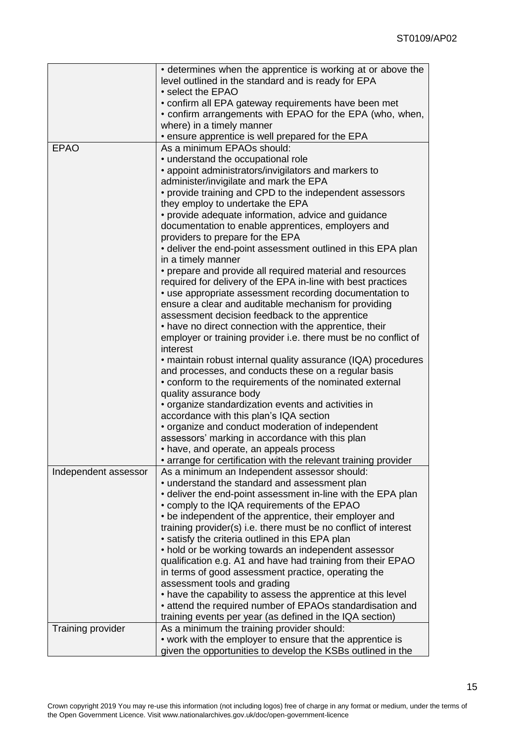| | |
|---|---|
| | • determines when the apprentice is working at or above the level outlined in the standard and is ready for EPA<br>• select the EPAO<br>• confirm all EPA gateway requirements have been met<br>• confirm arrangements with EPAO for the EPA (who, when, where) in a timely manner<br>• ensure apprentice is well prepared for the EPA |
| EPAO | As a minimum EPAOs should:<br>• understand the occupational role<br>• appoint administrators/invigilators and markers to administer/invigilate and mark the EPA<br>• provide training and CPD to the independent assessors they employ to undertake the EPA<br>• provide adequate information, advice and guidance documentation to enable apprentices, employers and providers to prepare for the EPA<br>• deliver the end-point assessment outlined in this EPA plan in a timely manner<br>• prepare and provide all required material and resources required for delivery of the EPA in-line with best practices<br>• use appropriate assessment recording documentation to ensure a clear and auditable mechanism for providing assessment decision feedback to the apprentice<br>• have no direct connection with the apprentice, their employer or training provider i.e. there must be no conflict of interest<br>• maintain robust internal quality assurance (IQA) procedures and processes, and conducts these on a regular basis<br>• conform to the requirements of the nominated external quality assurance body<br>• organize standardization events and activities in accordance with this plan's IQA section<br>• organize and conduct moderation of independent assessors' marking in accordance with this plan<br>• have, and operate, an appeals process<br>• arrange for certification with the relevant training provider |
| Independent assessor | As a minimum an Independent assessor should:<br>• understand the standard and assessment plan<br>• deliver the end-point assessment in-line with the EPA plan<br>• comply to the IQA requirements of the EPAO<br>• be independent of the apprentice, their employer and training provider(s) i.e. there must be no conflict of interest<br>• satisfy the criteria outlined in this EPA plan<br>• hold or be working towards an independent assessor qualification e.g. A1 and have had training from their EPAO in terms of good assessment practice, operating the assessment tools and grading<br>• have the capability to assess the apprentice at this level<br>• attend the required number of EPAOs standardisation and training events per year (as defined in the IQA section) |
| Training provider | As a minimum the training provider should:<br>• work with the employer to ensure that the apprentice is given the opportunities to develop the KSBs outlined in the |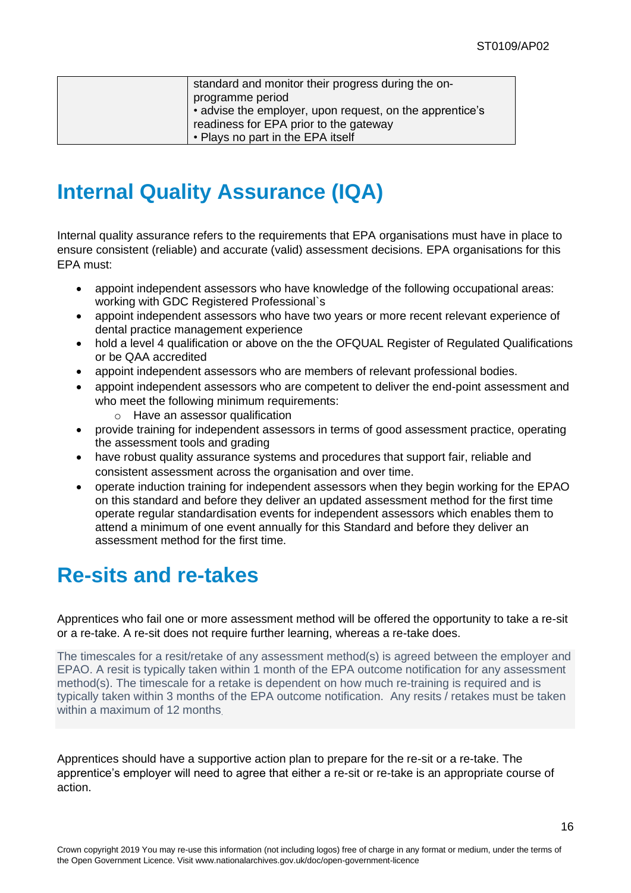| | |
|---|---|
| | standard and monitor their progress during the on-programme period<br>• advise the employer, upon request, on the apprentice's readiness for EPA prior to the gateway<br>• Plays no part in the EPA itself |

# Internal Quality Assurance (IQA)

Internal quality assurance refers to the requirements that EPA organisations must have in place to ensure consistent (reliable) and accurate (valid) assessment decisions. EPA organisations for this EPA must:

- appoint independent assessors who have knowledge of the following occupational areas: working with GDC Registered Professional`s
- appoint independent assessors who have two years or more recent relevant experience of dental practice management experience
- hold a level 4 qualification or above on the the OFQUAL Register of Regulated Qualifications or be QAA accredited
- appoint independent assessors who are members of relevant professional bodies.
- appoint independent assessors who are competent to deliver the end-point assessment and who meet the following minimum requirements:
    - Have an assessor qualification
- provide training for independent assessors in terms of good assessment practice, operating the assessment tools and grading
- have robust quality assurance systems and procedures that support fair, reliable and consistent assessment across the organisation and over time.
- operate induction training for independent assessors when they begin working for the EPAO on this standard and before they deliver an updated assessment method for the first time operate regular standardisation events for independent assessors which enables them to attend a minimum of one event annually for this Standard and before they deliver an assessment method for the first time.

# Re-sits and re-takes

Apprentices who fail one or more assessment method will be offered the opportunity to take a re-sit or a re-take. A re-sit does not require further learning, whereas a re-take does.

The timescales for a resit/retake of any assessment method(s) is agreed between the employer and EPAO. A resit is typically taken within 1 month of the EPA outcome notification for any assessment method(s). The timescale for a retake is dependent on how much re-training is required and is typically taken within 3 months of the EPA outcome notification. Any resits / retakes must be taken within a maximum of 12 months.

Apprentices should have a supportive action plan to prepare for the re-sit or a re-take. The apprentice's employer will need to agree that either a re-sit or re-take is an appropriate course of action.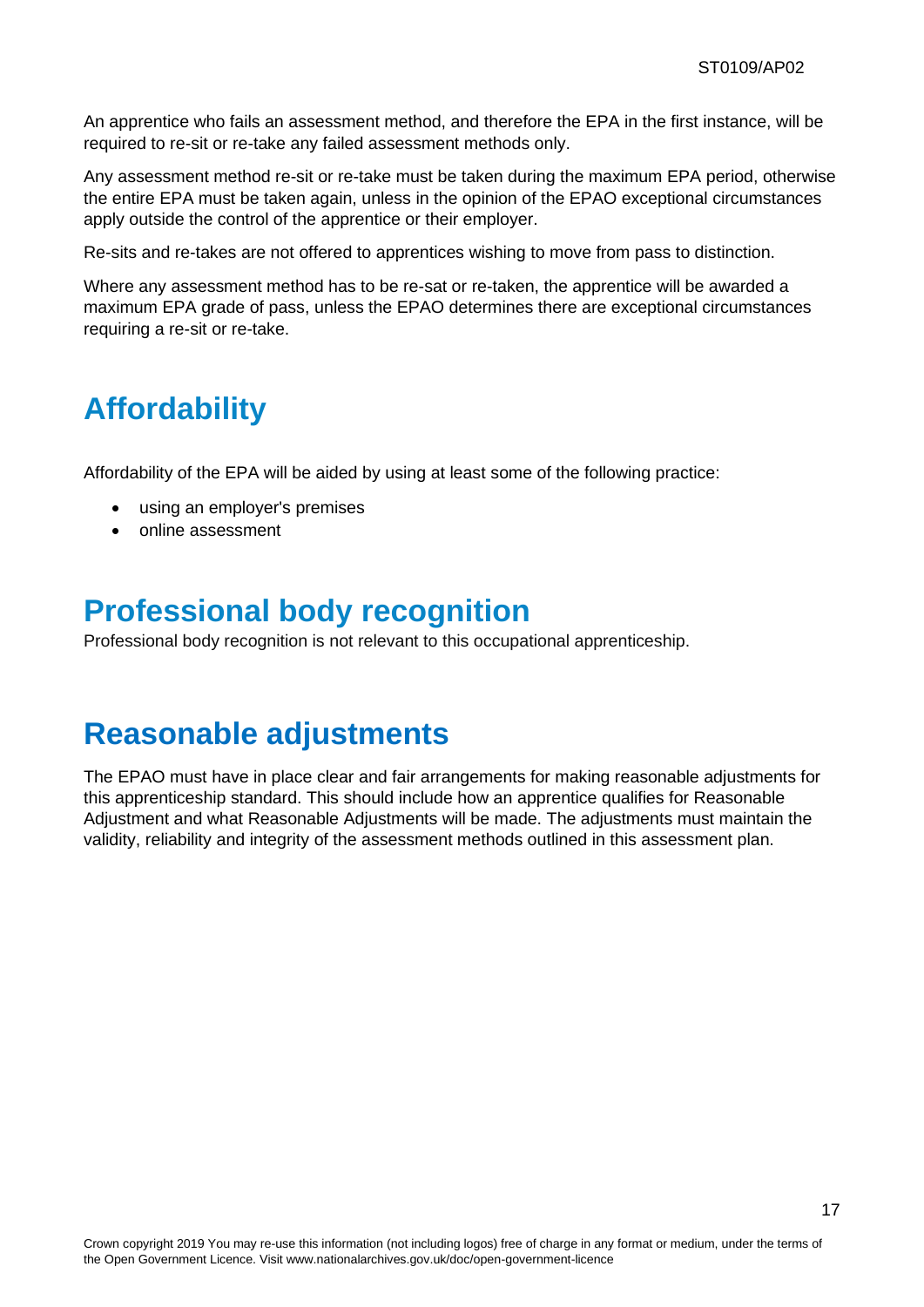An apprentice who fails an assessment method, and therefore the EPA in the first instance, will be required to re-sit or re-take any failed assessment methods only.

Any assessment method re-sit or re-take must be taken during the maximum EPA period, otherwise the entire EPA must be taken again, unless in the opinion of the EPAO exceptional circumstances apply outside the control of the apprentice or their employer.

Re-sits and re-takes are not offered to apprentices wishing to move from pass to distinction.

Where any assessment method has to be re-sat or re-taken, the apprentice will be awarded a maximum EPA grade of pass, unless the EPAO determines there are exceptional circumstances requiring a re-sit or re-take.

## Affordability

Affordability of the EPA will be aided by using at least some of the following practice:

- using an employer's premises
- online assessment

## Professional body recognition

Professional body recognition is not relevant to this occupational apprenticeship.

## Reasonable adjustments

The EPAO must have in place clear and fair arrangements for making reasonable adjustments for this apprenticeship standard. This should include how an apprentice qualifies for Reasonable Adjustment and what Reasonable Adjustments will be made. The adjustments must maintain the validity, reliability and integrity of the assessment methods outlined in this assessment plan.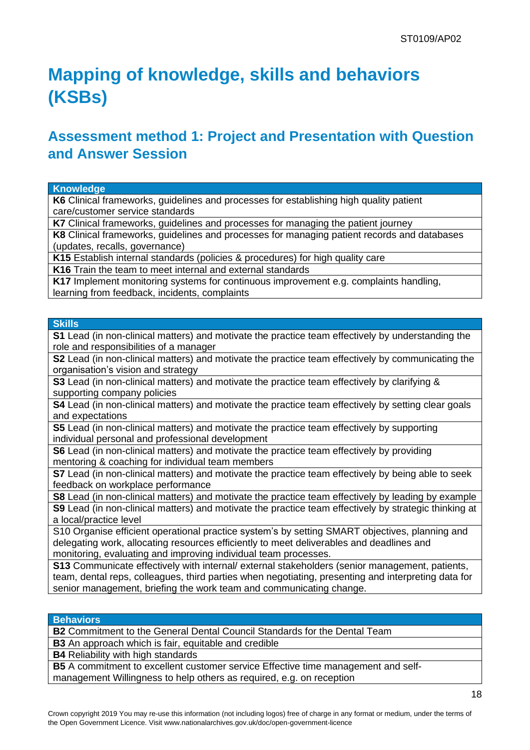# Mapping of knowledge, skills and behaviors (KSBs)

## Assessment method 1: Project and Presentation with Question and Answer Session

| Knowledge |
| --- |
| **K6** Clinical frameworks, guidelines and processes for establishing high quality patient care/customer service standards |
| **K7** Clinical frameworks, guidelines and processes for managing the patient journey |
| **K8** Clinical frameworks, guidelines and processes for managing patient records and databases (updates, recalls, governance) |
| **K15** Establish internal standards (policies & procedures) for high quality care |
| **K16** Train the team to meet internal and external standards |
| **K17** Implement monitoring systems for continuous improvement e.g. complaints handling, learning from feedback, incidents, complaints |

| Skills |
| --- |
| **S1** Lead (in non-clinical matters) and motivate the practice team effectively by understanding the role and responsibilities of a manager |
| **S2** Lead (in non-clinical matters) and motivate the practice team effectively by communicating the organisation's vision and strategy |
| **S3** Lead (in non-clinical matters) and motivate the practice team effectively by clarifying & supporting company policies |
| **S4** Lead (in non-clinical matters) and motivate the practice team effectively by setting clear goals and expectations |
| **S5** Lead (in non-clinical matters) and motivate the practice team effectively by supporting individual personal and professional development |
| **S6** Lead (in non-clinical matters) and motivate the practice team effectively by providing mentoring & coaching for individual team members |
| **S7** Lead (in non-clinical matters) and motivate the practice team effectively by being able to seek feedback on workplace performance |
| **S8** Lead (in non-clinical matters) and motivate the practice team effectively by leading by example |
| **S9** Lead (in non-clinical matters) and motivate the practice team effectively by strategic thinking at a local/practice level |
| S10 Organise efficient operational practice system's by setting SMART objectives, planning and delegating work, allocating resources efficiently to meet deliverables and deadlines and monitoring, evaluating and improving individual team processes. |
| **S13** Communicate effectively with internal/ external stakeholders (senior management, patients, team, dental reps, colleagues, third parties when negotiating, presenting and interpreting data for senior management, briefing the work team and communicating change. |

| Behaviors |
| --- |
| **B2** Commitment to the General Dental Council Standards for the Dental Team |
| **B3** An approach which is fair, equitable and credible |
| **B4** Reliability with high standards |
| **B5** A commitment to excellent customer service Effective time management and self-management Willingness to help others as required, e.g. on reception |

Crown copyright 2019 You may re-use this information (not including logos) free of charge in any format or medium, under the terms of the Open Government Licence. Visit www.nationalarchives.gov.uk/doc/open-government-licence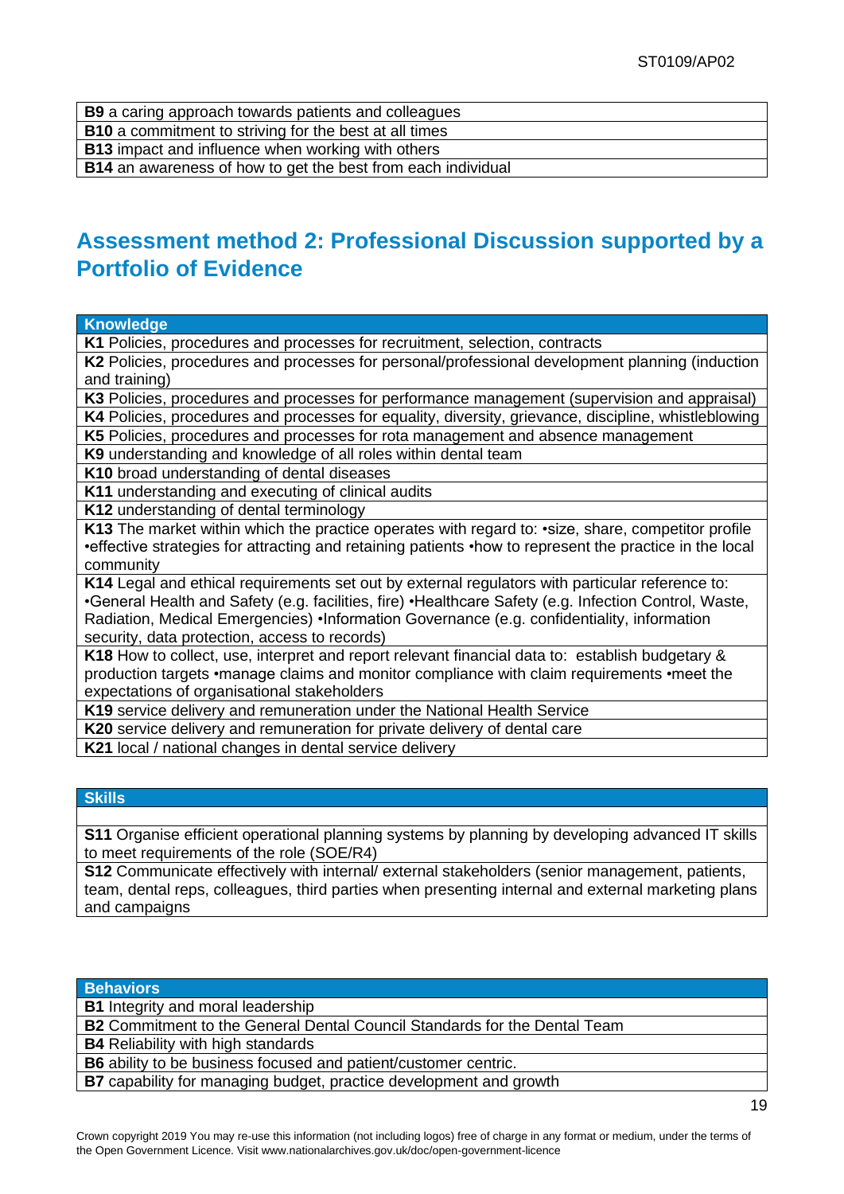| B9 a caring approach towards patients and colleagues |
|---|
| **B10** a commitment to striving for the best at all times |
| **B13** impact and influence when working with others |
| **B14** an awareness of how to get the best from each individual |

## Assessment method 2: Professional Discussion supported by a Portfolio of Evidence

| Knowledge |
|---|
| **K1** Policies, procedures and processes for recruitment, selection, contracts |
| **K2** Policies, procedures and processes for personal/professional development planning (induction and training) |
| **K3** Policies, procedures and processes for performance management (supervision and appraisal) |
| **K4** Policies, procedures and processes for equality, diversity, grievance, discipline, whistleblowing |
| **K5** Policies, procedures and processes for rota management and absence management |
| **K9** understanding and knowledge of all roles within dental team |
| **K10** broad understanding of dental diseases |
| **K11** understanding and executing of clinical audits |
| **K12** understanding of dental terminology |
| **K13** The market within which the practice operates with regard to: •size, share, competitor profile •effective strategies for attracting and retaining patients •how to represent the practice in the local community |
| **K14** Legal and ethical requirements set out by external regulators with particular reference to: •General Health and Safety (e.g. facilities, fire) •Healthcare Safety (e.g. Infection Control, Waste, Radiation, Medical Emergencies) •Information Governance (e.g. confidentiality, information security, data protection, access to records) |
| **K18** How to collect, use, interpret and report relevant financial data to: establish budgetary & production targets •manage claims and monitor compliance with claim requirements •meet the expectations of organisational stakeholders |
| **K19** service delivery and remuneration under the National Health Service |
| **K20** service delivery and remuneration for private delivery of dental care |
| **K21** local / national changes in dental service delivery |

| Skills |
|---|
| |
| **S11** Organise efficient operational planning systems by planning by developing advanced IT skills to meet requirements of the role (SOE/R4) |
| **S12** Communicate effectively with internal/ external stakeholders (senior management, patients, team, dental reps, colleagues, third parties when presenting internal and external marketing plans and campaigns |

| Behaviors |
|---|
| **B1** Integrity and moral leadership |
| **B2** Commitment to the General Dental Council Standards for the Dental Team |
| **B4** Reliability with high standards |
| **B6** ability to be business focused and patient/customer centric. |
| **B7** capability for managing budget, practice development and growth |

Crown copyright 2019 You may re-use this information (not including logos) free of charge in any format or medium, under the terms of the Open Government Licence. Visit www.nationalarchives.gov.uk/doc/open-government-licence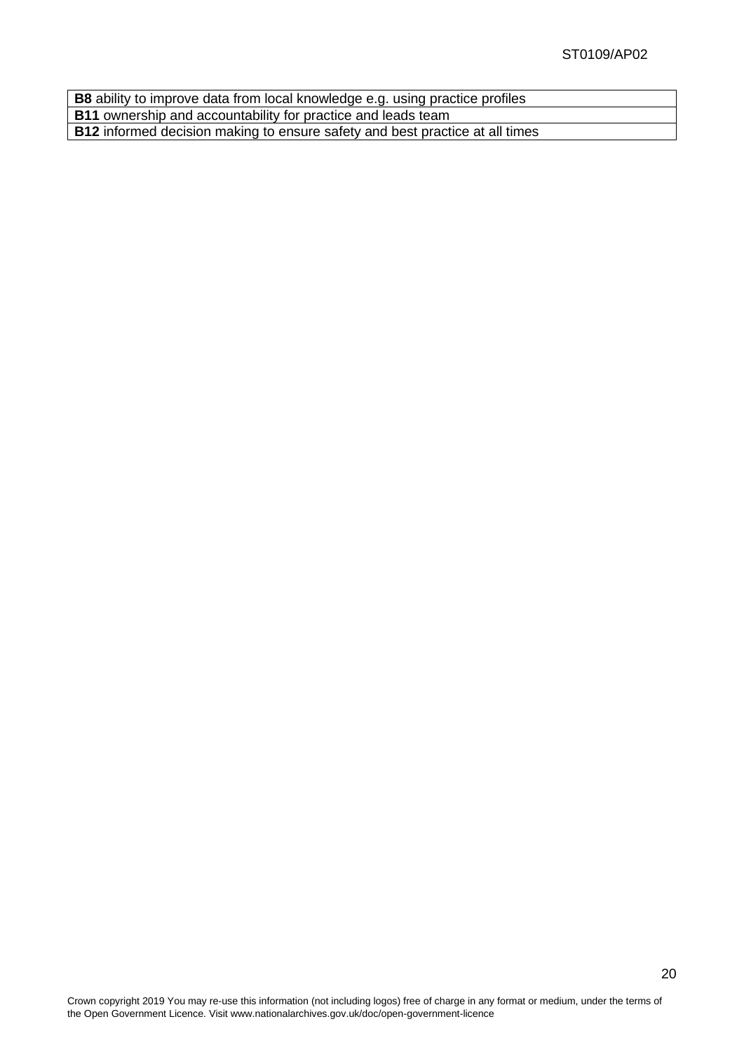| |
|---|
| **B8** ability to improve data from local knowledge e.g. using practice profiles |
| **B11** ownership and accountability for practice and leads team |
| **B12** informed decision making to ensure safety and best practice at all times |

Crown copyright 2019 You may re-use this information (not including logos) free of charge in any format or medium, under the terms of the Open Government Licence. Visit www.nationalarchives.gov.uk/doc/open-government-licence